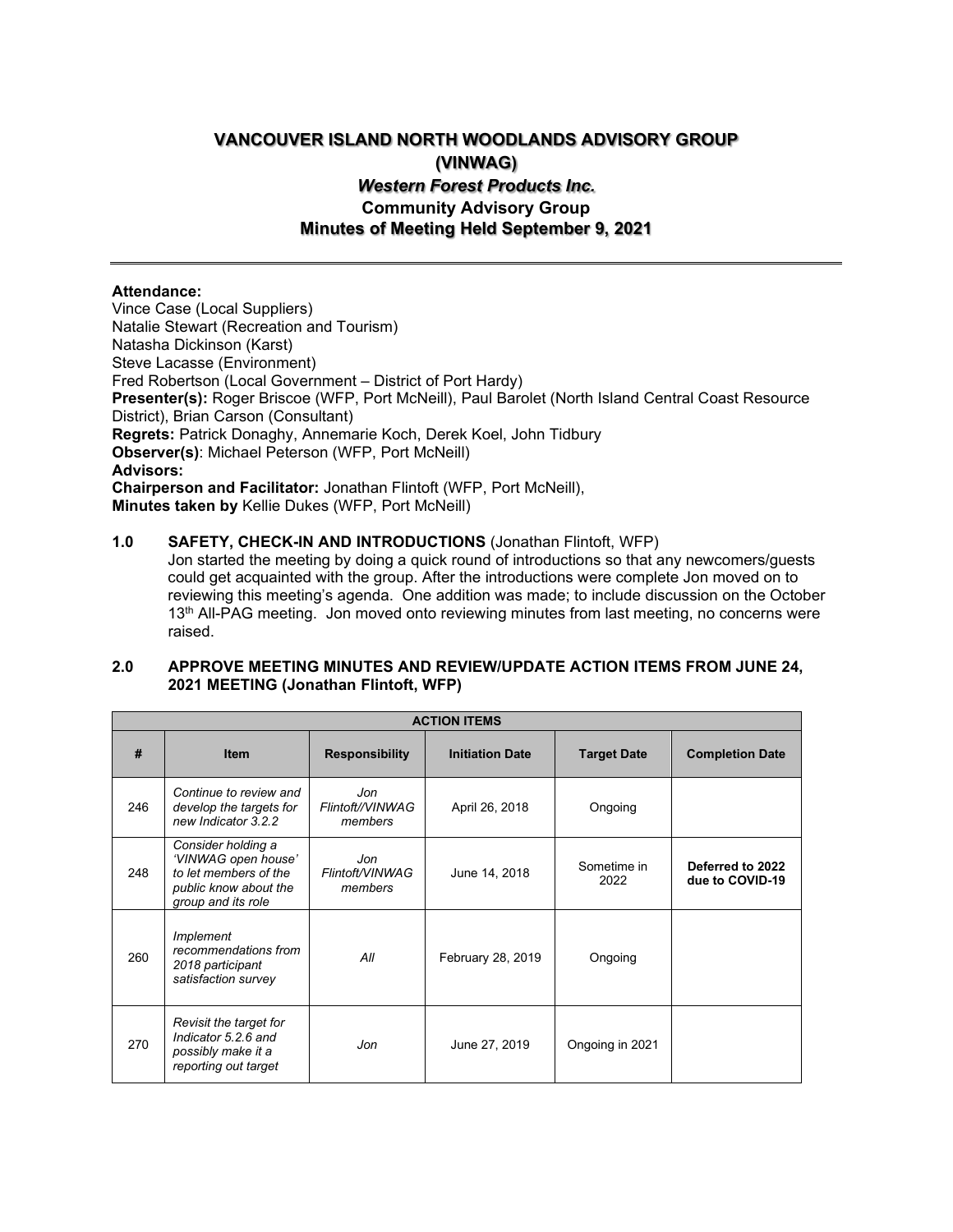# VANCOUVER ISLAND NORTH WOODLANDS ADVISORY GROUP (VINWAG)

## *Western Forest Products Inc.*

## Community Advisory Group

## Minutes of Meeting Held September 9, 2021

---

**Attendance:**
Vince Case (Local Suppliers)
Natalie Stewart (Recreation and Tourism)
Natasha Dickinson (Karst)
Steve Lacasse (Environment)
Fred Robertson (Local Government – District of Port Hardy)
**Presenter(s):** Roger Briscoe (WFP, Port McNeill), Paul Barolet (North Island Central Coast Resource District), Brian Carson (Consultant)
**Regrets:** Patrick Donaghy, Annemarie Koch, Derek Koel, John Tidbury
**Observer(s)**: Michael Peterson (WFP, Port McNeill)
**Advisors:**
**Chairperson and Facilitator:** Jonathan Flintoft (WFP, Port McNeill),
**Minutes taken by** Kellie Dukes (WFP, Port McNeill)

**1.0 SAFETY, CHECK-IN AND INTRODUCTIONS** (Jonathan Flintoft, WFP)

Jon started the meeting by doing a quick round of introductions so that any newcomers/guests could get acquainted with the group. After the introductions were complete Jon moved on to reviewing this meeting's agenda. One addition was made; to include discussion on the October 13th All-PAG meeting. Jon moved onto reviewing minutes from last meeting, no concerns were raised.

**2.0 APPROVE MEETING MINUTES AND REVIEW/UPDATE ACTION ITEMS FROM JUNE 24, 2021 MEETING (Jonathan Flintoft, WFP)**

| ACTION ITEMS | | | | | |
|---|---|---|---|---|---|
| **#** | **Item** | **Responsibility** | **Initiation Date** | **Target Date** | **Completion Date** |
| 246 | *Continue to review and develop the targets for new Indicator 3.2.2* | *Jon Flintoft//VINWAG members* | April 26, 2018 | Ongoing | |
| 248 | *Consider holding a 'VINWAG open house' to let members of the public know about the group and its role* | *Jon Flintoft/VINWAG members* | June 14, 2018 | Sometime in 2022 | **Deferred to 2022 due to COVID-19** |
| 260 | *Implement recommendations from 2018 participant satisfaction survey* | *All* | February 28, 2019 | Ongoing | |
| 270 | *Revisit the target for Indicator 5.2.6 and possibly make it a reporting out target* | *Jon* | June 27, 2019 | Ongoing in 2021 | |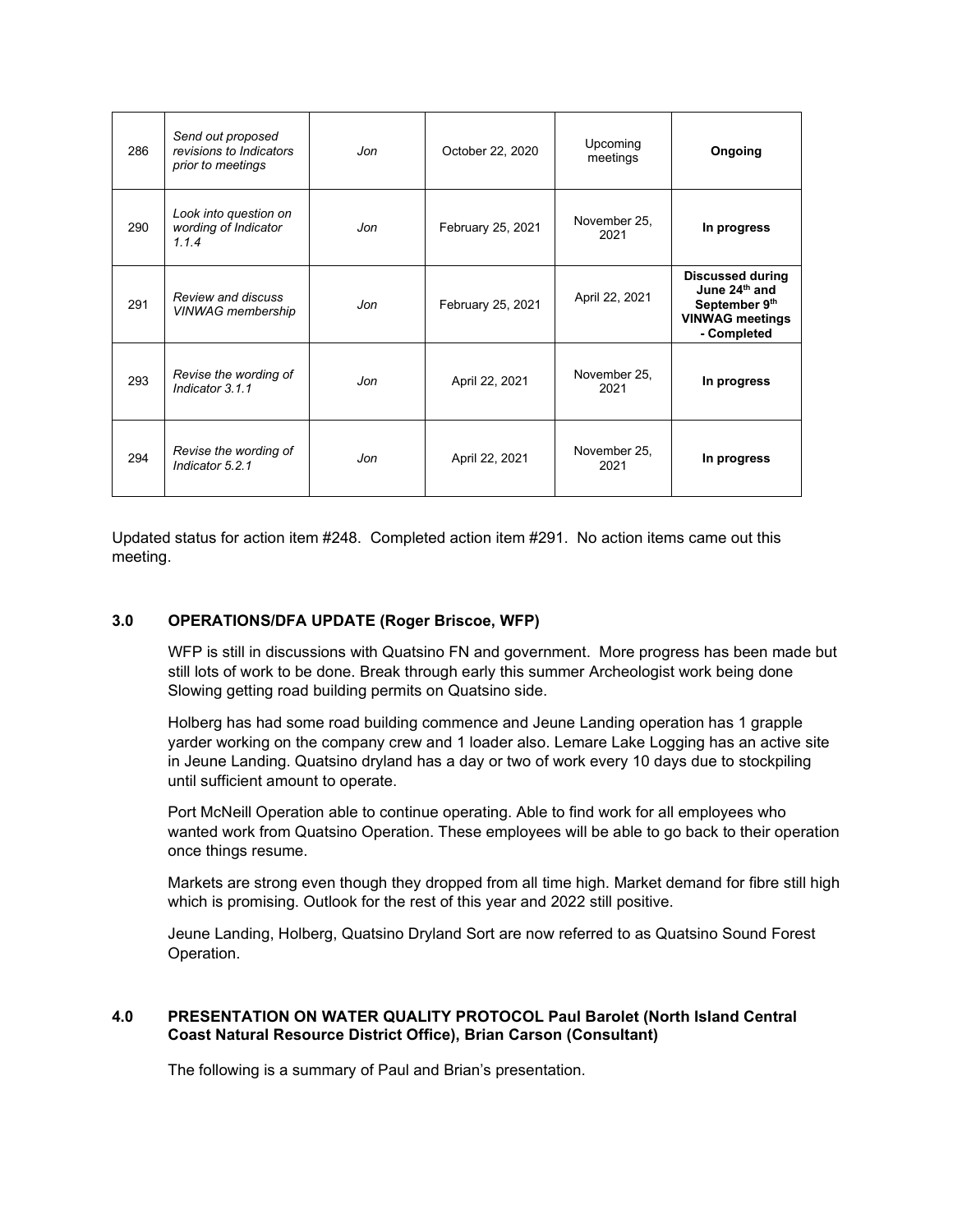| 286 | *Send out proposed revisions to Indicators prior to meetings* | *Jon* | October 22, 2020 | Upcoming meetings | **Ongoing** |
|---|---|---|---|---|---|
| 290 | *Look into question on wording of Indicator 1.1.4* | *Jon* | February 25, 2021 | November 25, 2021 | **In progress** |
| 291 | *Review and discuss VINWAG membership* | *Jon* | February 25, 2021 | April 22, 2021 | **Discussed during June 24th and September 9th VINWAG meetings - Completed** |
| 293 | *Revise the wording of Indicator 3.1.1* | *Jon* | April 22, 2021 | November 25, 2021 | **In progress** |
| 294 | *Revise the wording of Indicator 5.2.1* | *Jon* | April 22, 2021 | November 25, 2021 | **In progress** |

Updated status for action item #248. Completed action item #291. No action items came out this meeting.

### 3.0 OPERATIONS/DFA UPDATE (Roger Briscoe, WFP)

WFP is still in discussions with Quatsino FN and government. More progress has been made but still lots of work to be done. Break through early this summer Archeologist work being done Slowing getting road building permits on Quatsino side.

Holberg has had some road building commence and Jeune Landing operation has 1 grapple yarder working on the company crew and 1 loader also. Lemare Lake Logging has an active site in Jeune Landing. Quatsino dryland has a day or two of work every 10 days due to stockpiling until sufficient amount to operate.

Port McNeill Operation able to continue operating. Able to find work for all employees who wanted work from Quatsino Operation. These employees will be able to go back to their operation once things resume.

Markets are strong even though they dropped from all time high. Market demand for fibre still high which is promising. Outlook for the rest of this year and 2022 still positive.

Jeune Landing, Holberg, Quatsino Dryland Sort are now referred to as Quatsino Sound Forest Operation.

### 4.0 PRESENTATION ON WATER QUALITY PROTOCOL Paul Barolet (North Island Central Coast Natural Resource District Office), Brian Carson (Consultant)

The following is a summary of Paul and Brian's presentation.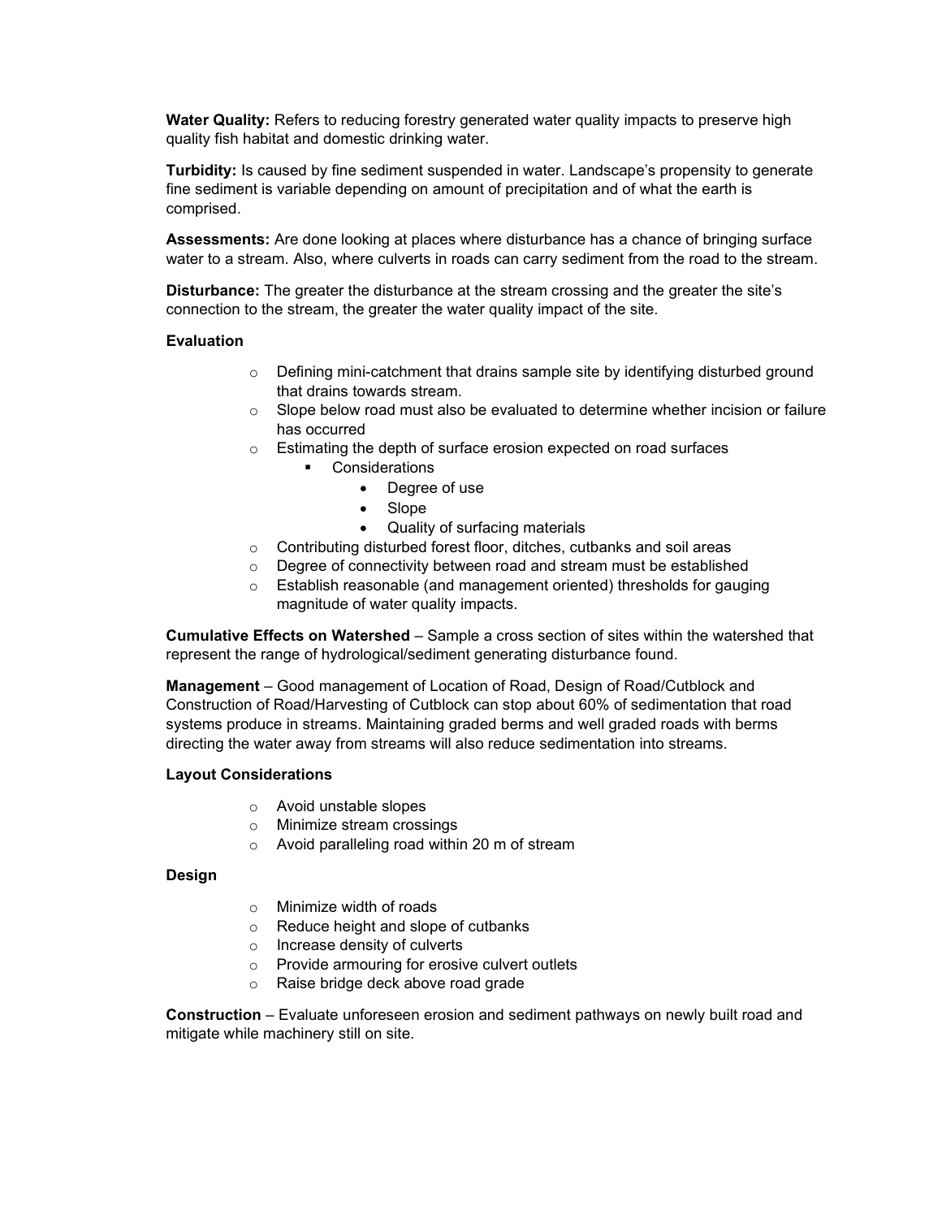**Water Quality:** Refers to reducing forestry generated water quality impacts to preserve high quality fish habitat and domestic drinking water.

**Turbidity:** Is caused by fine sediment suspended in water. Landscape's propensity to generate fine sediment is variable depending on amount of precipitation and of what the earth is comprised.

**Assessments:** Are done looking at places where disturbance has a chance of bringing surface water to a stream. Also, where culverts in roads can carry sediment from the road to the stream.

**Disturbance:** The greater the disturbance at the stream crossing and the greater the site's connection to the stream, the greater the water quality impact of the site.

**Evaluation**

- Defining mini-catchment that drains sample site by identifying disturbed ground that drains towards stream.
- Slope below road must also be evaluated to determine whether incision or failure has occurred
- Estimating the depth of surface erosion expected on road surfaces
  - Considerations
    - Degree of use
    - Slope
    - Quality of surfacing materials
- Contributing disturbed forest floor, ditches, cutbanks and soil areas
- Degree of connectivity between road and stream must be established
- Establish reasonable (and management oriented) thresholds for gauging magnitude of water quality impacts.

**Cumulative Effects on Watershed** – Sample a cross section of sites within the watershed that represent the range of hydrological/sediment generating disturbance found.

**Management** – Good management of Location of Road, Design of Road/Cutblock and Construction of Road/Harvesting of Cutblock can stop about 60% of sedimentation that road systems produce in streams. Maintaining graded berms and well graded roads with berms directing the water away from streams will also reduce sedimentation into streams.

**Layout Considerations**

- Avoid unstable slopes
- Minimize stream crossings
- Avoid paralleling road within 20 m of stream

**Design**

- Minimize width of roads
- Reduce height and slope of cutbanks
- Increase density of culverts
- Provide armouring for erosive culvert outlets
- Raise bridge deck above road grade

**Construction** – Evaluate unforeseen erosion and sediment pathways on newly built road and mitigate while machinery still on site.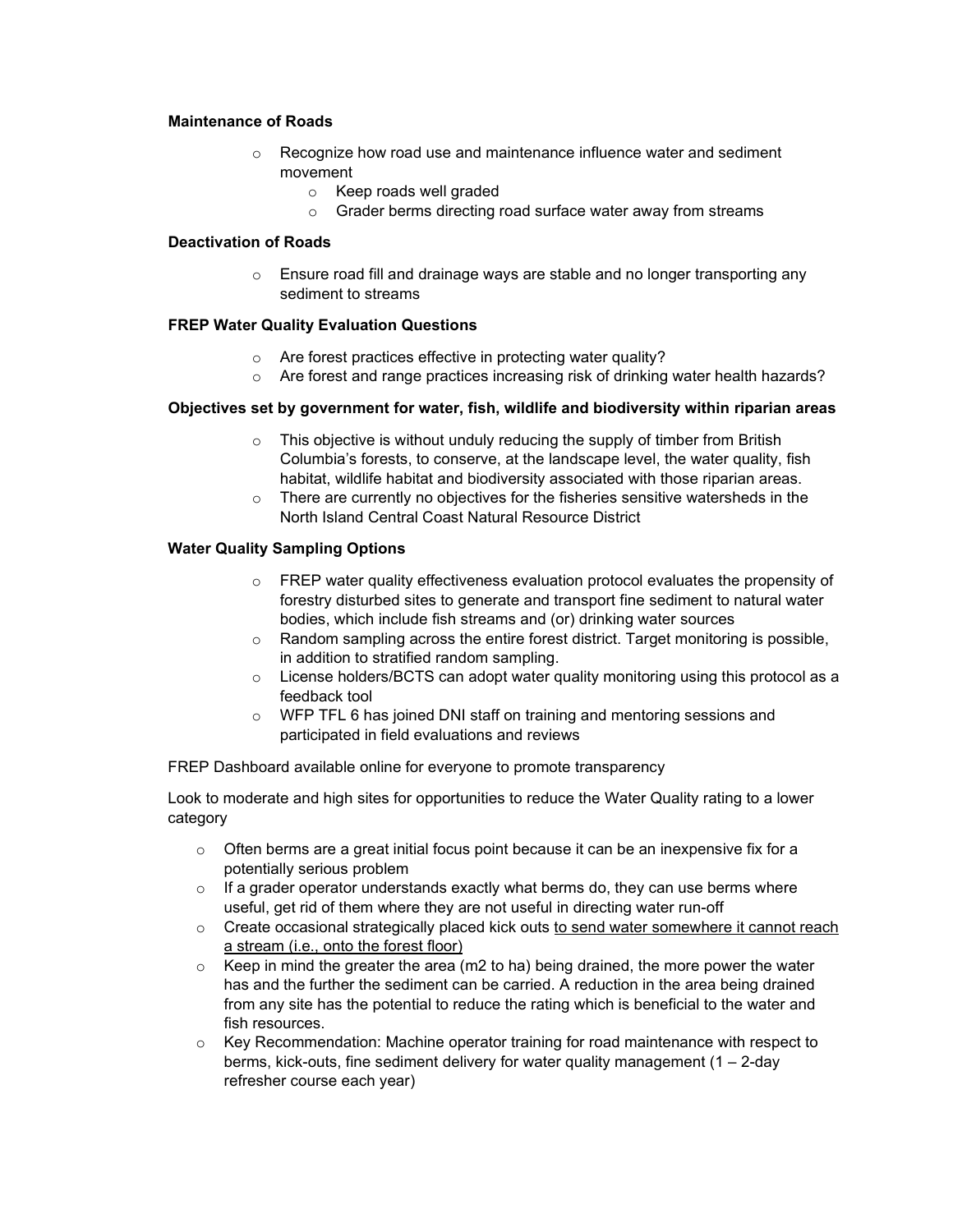**Maintenance of Roads**

- Recognize how road use and maintenance influence water and sediment movement
    - Keep roads well graded
    - Grader berms directing road surface water away from streams

**Deactivation of Roads**

- Ensure road fill and drainage ways are stable and no longer transporting any sediment to streams

**FREP Water Quality Evaluation Questions**

- Are forest practices effective in protecting water quality?
- Are forest and range practices increasing risk of drinking water health hazards?

**Objectives set by government for water, fish, wildlife and biodiversity within riparian areas**

- This objective is without unduly reducing the supply of timber from British Columbia's forests, to conserve, at the landscape level, the water quality, fish habitat, wildlife habitat and biodiversity associated with those riparian areas.
- There are currently no objectives for the fisheries sensitive watersheds in the North Island Central Coast Natural Resource District

**Water Quality Sampling Options**

- FREP water quality effectiveness evaluation protocol evaluates the propensity of forestry disturbed sites to generate and transport fine sediment to natural water bodies, which include fish streams and (or) drinking water sources
- Random sampling across the entire forest district. Target monitoring is possible, in addition to stratified random sampling.
- License holders/BCTS can adopt water quality monitoring using this protocol as a feedback tool
- WFP TFL 6 has joined DNI staff on training and mentoring sessions and participated in field evaluations and reviews

FREP Dashboard available online for everyone to promote transparency

Look to moderate and high sites for opportunities to reduce the Water Quality rating to a lower category

- Often berms are a great initial focus point because it can be an inexpensive fix for a potentially serious problem
- If a grader operator understands exactly what berms do, they can use berms where useful, get rid of them where they are not useful in directing water run-off
- Create occasional strategically placed kick outs <u>to send water somewhere it cannot reach a stream (i.e., onto the forest floor)</u>
- Keep in mind the greater the area (m2 to ha) being drained, the more power the water has and the further the sediment can be carried. A reduction in the area being drained from any site has the potential to reduce the rating which is beneficial to the water and fish resources.
- Key Recommendation: Machine operator training for road maintenance with respect to berms, kick-outs, fine sediment delivery for water quality management (1 – 2-day refresher course each year)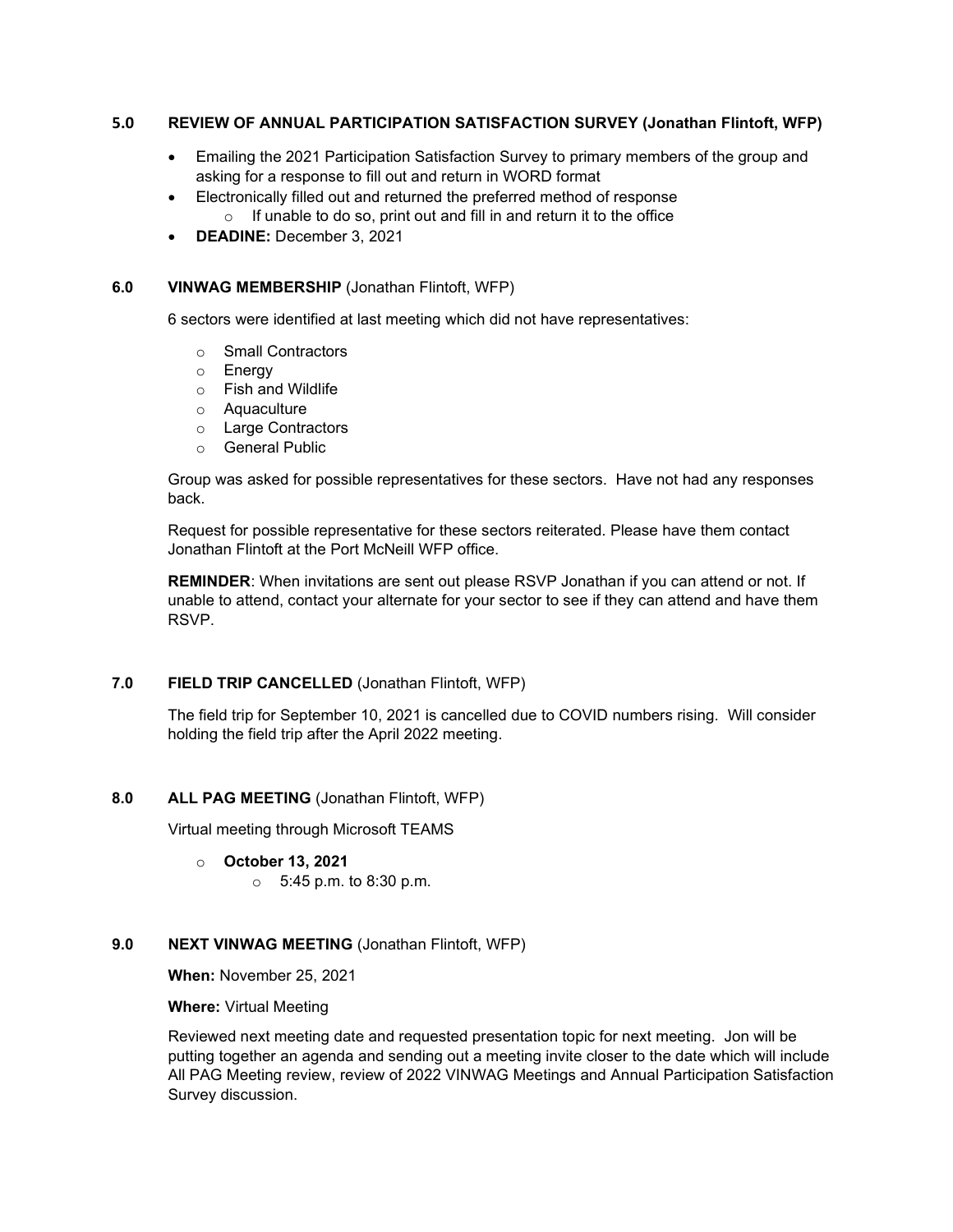## 5.0 REVIEW OF ANNUAL PARTICIPATION SATISFACTION SURVEY (Jonathan Flintoft, WFP)

- Emailing the 2021 Participation Satisfaction Survey to primary members of the group and asking for a response to fill out and return in WORD format
- Electronically filled out and returned the preferred method of response
  - If unable to do so, print out and fill in and return it to the office
- **DEADINE:** December 3, 2021

## 6.0 VINWAG MEMBERSHIP (Jonathan Flintoft, WFP)

6 sectors were identified at last meeting which did not have representatives:

- Small Contractors
- Energy
- Fish and Wildlife
- Aquaculture
- Large Contractors
- General Public

Group was asked for possible representatives for these sectors. Have not had any responses back.

Request for possible representative for these sectors reiterated. Please have them contact Jonathan Flintoft at the Port McNeill WFP office.

**REMINDER**: When invitations are sent out please RSVP Jonathan if you can attend or not. If unable to attend, contact your alternate for your sector to see if they can attend and have them RSVP.

## 7.0 FIELD TRIP CANCELLED (Jonathan Flintoft, WFP)

The field trip for September 10, 2021 is cancelled due to COVID numbers rising. Will consider holding the field trip after the April 2022 meeting.

## 8.0 ALL PAG MEETING (Jonathan Flintoft, WFP)

Virtual meeting through Microsoft TEAMS

- **October 13, 2021**
  - 5:45 p.m. to 8:30 p.m.

## 9.0 NEXT VINWAG MEETING (Jonathan Flintoft, WFP)

**When:** November 25, 2021

**Where:** Virtual Meeting

Reviewed next meeting date and requested presentation topic for next meeting. Jon will be putting together an agenda and sending out a meeting invite closer to the date which will include All PAG Meeting review, review of 2022 VINWAG Meetings and Annual Participation Satisfaction Survey discussion.